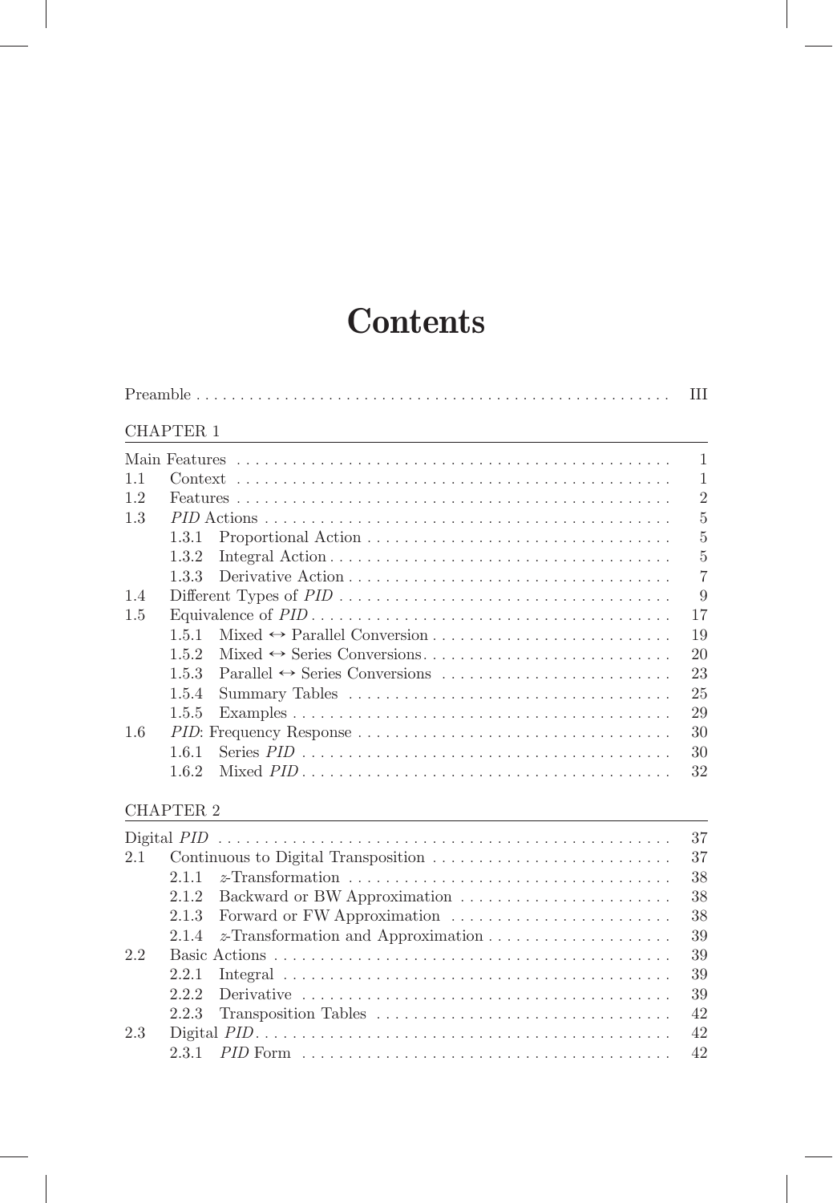# Contents

Preamble . . . . . . . . . . III

CHAPTER 1

Main Features . . . . . . . . . . 1

1.1 Context . . . . . . . . . . 1

1.2 Features . . . . . . . . . . 2

1.3 *PID* Actions . . . . . . . . . . 5

- 1.3.1 Proportional Action . . . . . . . . . . 5
- 1.3.2 Integral Action . . . . . . . . . . 5
- 1.3.3 Derivative Action . . . . . . . . . . 7

1.4 Different Types of *PID* . . . . . . . . . . 9

1.5 Equivalence of *PID* . . . . . . . . . . 17

- 1.5.1 Mixed ↔ Parallel Conversion . . . . . . . . . . 19
- 1.5.2 Mixed ↔ Series Conversions . . . . . . . . . . 20
- 1.5.3 Parallel ↔ Series Conversions . . . . . . . . . . 23
- 1.5.4 Summary Tables . . . . . . . . . . 25
- 1.5.5 Examples . . . . . . . . . . 29

1.6 *PID*: Frequency Response . . . . . . . . . . 30

- 1.6.1 Series *PID* . . . . . . . . . . 30
- 1.6.2 Mixed *PID* . . . . . . . . . . 32

CHAPTER 2

Digital *PID* . . . . . . . . . . 37

2.1 Continuous to Digital Transposition . . . . . . . . . . 37

- 2.1.1 $z$-Transformation . . . . . . . . . . 38
- 2.1.2 Backward or BW Approximation . . . . . . . . . . 38
- 2.1.3 Forward or FW Approximation . . . . . . . . . . 38
- 2.1.4 $z$-Transformation and Approximation . . . . . . . . . . 39

2.2 Basic Actions . . . . . . . . . . 39

- 2.2.1 Integral . . . . . . . . . . 39
- 2.2.2 Derivative . . . . . . . . . . 39
- 2.2.3 Transposition Tables . . . . . . . . . . 42

2.3 Digital *PID* . . . . . . . . . . 42

- 2.3.1 *PID* Form . . . . . . . . . . 42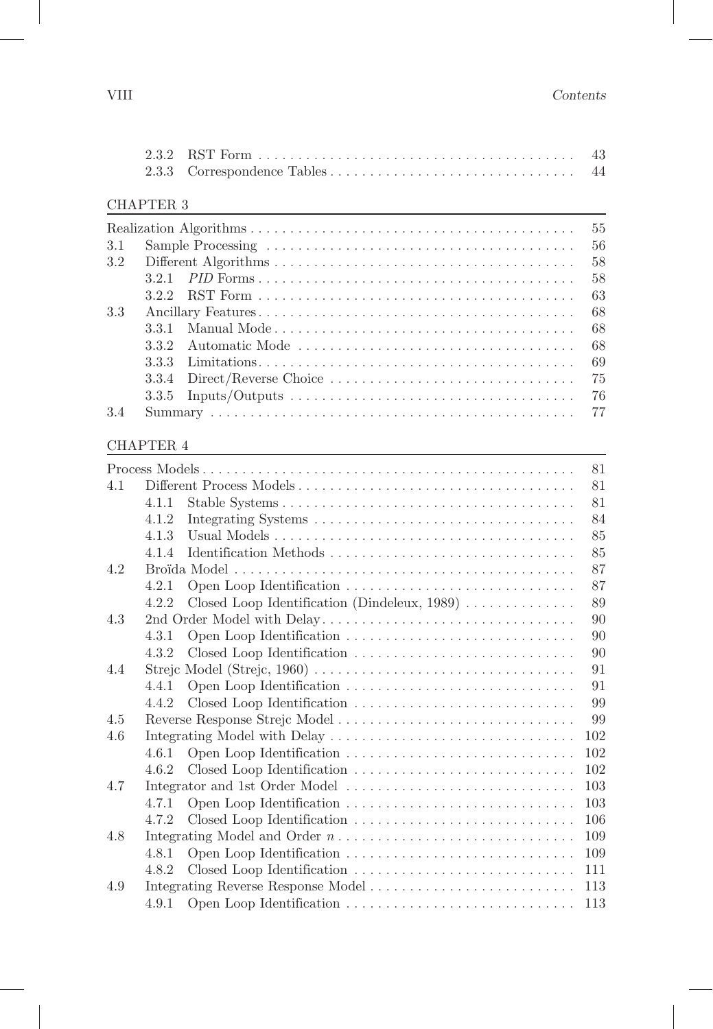2.3.2 RST Form . . . . . . . . . . . . . . . . . . . . . . . . . . . . . . . . . . . . . . . . 43
2.3.3 Correspondence Tables . . . . . . . . . . . . . . . . . . . . . . . . . . . . . . . 44

## CHAPTER 3

Realization Algorithms . . . . . . . . . . . . . . . . . . . . . . . . . . . . . . . . . . . . . . . . . 55
3.1 Sample Processing . . . . . . . . . . . . . . . . . . . . . . . . . . . . . . . . . . . . . . . 56
3.2 Different Algorithms . . . . . . . . . . . . . . . . . . . . . . . . . . . . . . . . . . . . . . 58
3.2.1 *PID* Forms . . . . . . . . . . . . . . . . . . . . . . . . . . . . . . . . . . . . . . . . 58
3.2.2 RST Form . . . . . . . . . . . . . . . . . . . . . . . . . . . . . . . . . . . . . . . . 63
3.3 Ancillary Features . . . . . . . . . . . . . . . . . . . . . . . . . . . . . . . . . . . . . . . . 68
3.3.1 Manual Mode . . . . . . . . . . . . . . . . . . . . . . . . . . . . . . . . . . . . . . 68
3.3.2 Automatic Mode . . . . . . . . . . . . . . . . . . . . . . . . . . . . . . . . . . . 68
3.3.3 Limitations . . . . . . . . . . . . . . . . . . . . . . . . . . . . . . . . . . . . . . . . 69
3.3.4 Direct/Reverse Choice . . . . . . . . . . . . . . . . . . . . . . . . . . . . . . . 75
3.3.5 Inputs/Outputs . . . . . . . . . . . . . . . . . . . . . . . . . . . . . . . . . . . . 76
3.4 Summary . . . . . . . . . . . . . . . . . . . . . . . . . . . . . . . . . . . . . . . . . . . . . . . 77

## CHAPTER 4

Process Models . . . . . . . . . . . . . . . . . . . . . . . . . . . . . . . . . . . . . . . . . . . . . . 81
4.1 Different Process Models . . . . . . . . . . . . . . . . . . . . . . . . . . . . . . . . . . . 81
4.1.1 Stable Systems . . . . . . . . . . . . . . . . . . . . . . . . . . . . . . . . . . . . . 81
4.1.2 Integrating Systems . . . . . . . . . . . . . . . . . . . . . . . . . . . . . . . . . 84
4.1.3 Usual Models . . . . . . . . . . . . . . . . . . . . . . . . . . . . . . . . . . . . . . 85
4.1.4 Identification Methods . . . . . . . . . . . . . . . . . . . . . . . . . . . . . . . 85
4.2 Broïda Model . . . . . . . . . . . . . . . . . . . . . . . . . . . . . . . . . . . . . . . . . . . 87
4.2.1 Open Loop Identification . . . . . . . . . . . . . . . . . . . . . . . . . . . . . 87
4.2.2 Closed Loop Identification (Dindeleux, 1989) . . . . . . . . . . . . . . 89
4.3 2nd Order Model with Delay . . . . . . . . . . . . . . . . . . . . . . . . . . . . . . . . 90
4.3.1 Open Loop Identification . . . . . . . . . . . . . . . . . . . . . . . . . . . . . 90
4.3.2 Closed Loop Identification . . . . . . . . . . . . . . . . . . . . . . . . . . . . 90
4.4 Strejc Model (Strejc, 1960) . . . . . . . . . . . . . . . . . . . . . . . . . . . . . . . . . 91
4.4.1 Open Loop Identification . . . . . . . . . . . . . . . . . . . . . . . . . . . . . 91
4.4.2 Closed Loop Identification . . . . . . . . . . . . . . . . . . . . . . . . . . . . 99
4.5 Reverse Response Strejc Model . . . . . . . . . . . . . . . . . . . . . . . . . . . . . . 99
4.6 Integrating Model with Delay . . . . . . . . . . . . . . . . . . . . . . . . . . . . . . . 102
4.6.1 Open Loop Identification . . . . . . . . . . . . . . . . . . . . . . . . . . . . . 102
4.6.2 Closed Loop Identification . . . . . . . . . . . . . . . . . . . . . . . . . . . . 102
4.7 Integrator and 1st Order Model . . . . . . . . . . . . . . . . . . . . . . . . . . . . . 103
4.7.1 Open Loop Identification . . . . . . . . . . . . . . . . . . . . . . . . . . . . . 103
4.7.2 Closed Loop Identification . . . . . . . . . . . . . . . . . . . . . . . . . . . . 106
4.8 Integrating Model and Order $n$ . . . . . . . . . . . . . . . . . . . . . . . . . . . . . 109
4.8.1 Open Loop Identification . . . . . . . . . . . . . . . . . . . . . . . . . . . . . 109
4.8.2 Closed Loop Identification . . . . . . . . . . . . . . . . . . . . . . . . . . . . 111
4.9 Integrating Reverse Response Model . . . . . . . . . . . . . . . . . . . . . . . . . 113
4.9.1 Open Loop Identification . . . . . . . . . . . . . . . . . . . . . . . . . . . . . 113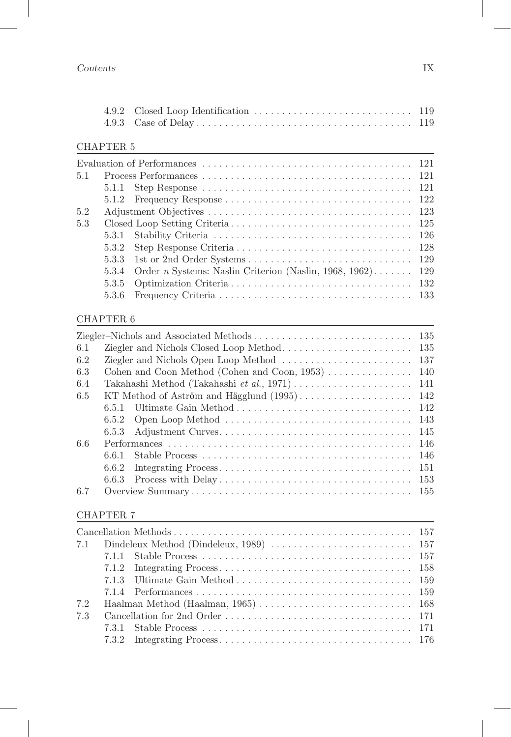4.9.2 Closed Loop Identification ............................ 119
4.9.3 Case of Delay ............................................ 119

## CHAPTER 5

Evaluation of Performances ........................................ 121

5.1 Process Performances ........................................ 121
- 5.1.1 Step Response ........................................ 121
- 5.1.2 Frequency Response ........................................ 122

5.2 Adjustment Objectives ........................................ 123

5.3 Closed Loop Setting Criteria ........................................ 125
- 5.3.1 Stability Criteria ........................................ 126
- 5.3.2 Step Response Criteria ........................................ 128
- 5.3.3 1st or 2nd Order Systems ........................................ 129
- 5.3.4 Order *n* Systems: Naslin Criterion (Naslin, 1968, 1962) ....... 129
- 5.3.5 Optimization Criteria ........................................ 132
- 5.3.6 Frequency Criteria ........................................ 133

## CHAPTER 6

Ziegler–Nichols and Associated Methods ........................................ 135

6.1 Ziegler and Nichols Closed Loop Method ........................................ 135

6.2 Ziegler and Nichols Open Loop Method ........................................ 137

6.3 Cohen and Coon Method (Cohen and Coon, 1953) ........................................ 140

6.4 Takahashi Method (Takahashi *et al.*, 1971) ........................................ 141

6.5 KT Method of Aström and Hägglund (1995) ........................................ 142
- 6.5.1 Ultimate Gain Method ........................................ 142
- 6.5.2 Open Loop Method ........................................ 143
- 6.5.3 Adjustment Curves ........................................ 145

6.6 Performances ........................................ 146
- 6.6.1 Stable Process ........................................ 146
- 6.6.2 Integrating Process ........................................ 151
- 6.6.3 Process with Delay ........................................ 153

6.7 Overview Summary ........................................ 155

## CHAPTER 7

Cancellation Methods ........................................ 157

7.1 Dindeleux Method (Dindeleux, 1989) ........................................ 157
- 7.1.1 Stable Process ........................................ 157
- 7.1.2 Integrating Process ........................................ 158
- 7.1.3 Ultimate Gain Method ........................................ 159
- 7.1.4 Performances ........................................ 159

7.2 Haalman Method (Haalman, 1965) ........................................ 168

7.3 Cancellation for 2nd Order ........................................ 171
- 7.3.1 Stable Process ........................................ 171
- 7.3.2 Integrating Process ........................................ 176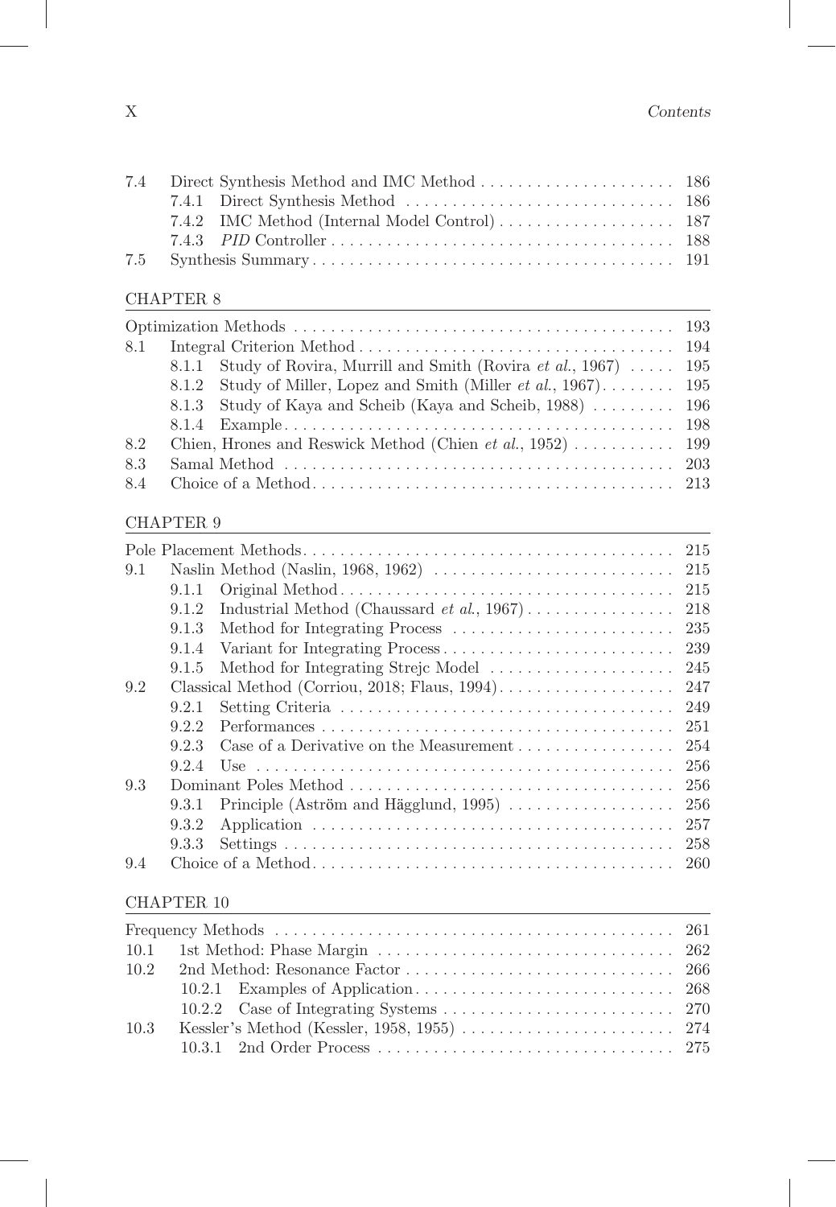| | | |
|---|---|---|
| 7.4 | Direct Synthesis Method and IMC Method | 186 |
| | 7.4.1 Direct Synthesis Method | 186 |
| | 7.4.2 IMC Method (Internal Model Control) | 187 |
| | 7.4.3 *PID* Controller | 188 |
| 7.5 | Synthesis Summary | 191 |

## CHAPTER 8

| | | |
|---|---|---|
| | Optimization Methods | 193 |
| 8.1 | Integral Criterion Method | 194 |
| | 8.1.1 Study of Rovira, Murrill and Smith (Rovira *et al.*, 1967) | 195 |
| | 8.1.2 Study of Miller, Lopez and Smith (Miller *et al.*, 1967) | 195 |
| | 8.1.3 Study of Kaya and Scheib (Kaya and Scheib, 1988) | 196 |
| | 8.1.4 Example | 198 |
| 8.2 | Chien, Hrones and Reswick Method (Chien *et al.*, 1952) | 199 |
| 8.3 | Samal Method | 203 |
| 8.4 | Choice of a Method | 213 |

## CHAPTER 9

| | | |
|---|---|---|
| | Pole Placement Methods | 215 |
| 9.1 | Naslin Method (Naslin, 1968, 1962) | 215 |
| | 9.1.1 Original Method | 215 |
| | 9.1.2 Industrial Method (Chaussard *et al.*, 1967) | 218 |
| | 9.1.3 Method for Integrating Process | 235 |
| | 9.1.4 Variant for Integrating Process | 239 |
| | 9.1.5 Method for Integrating Strejc Model | 245 |
| 9.2 | Classical Method (Corriou, 2018; Flaus, 1994) | 247 |
| | 9.2.1 Setting Criteria | 249 |
| | 9.2.2 Performances | 251 |
| | 9.2.3 Case of a Derivative on the Measurement | 254 |
| | 9.2.4 Use | 256 |
| 9.3 | Dominant Poles Method | 256 |
| | 9.3.1 Principle (Aström and Hägglund, 1995) | 256 |
| | 9.3.2 Application | 257 |
| | 9.3.3 Settings | 258 |
| 9.4 | Choice of a Method | 260 |

## CHAPTER 10

| | | |
|---|---|---|
| | Frequency Methods | 261 |
| 10.1 | 1st Method: Phase Margin | 262 |
| 10.2 | 2nd Method: Resonance Factor | 266 |
| | 10.2.1 Examples of Application | 268 |
| | 10.2.2 Case of Integrating Systems | 270 |
| 10.3 | Kessler's Method (Kessler, 1958, 1955) | 274 |
| | 10.3.1 2nd Order Process | 275 |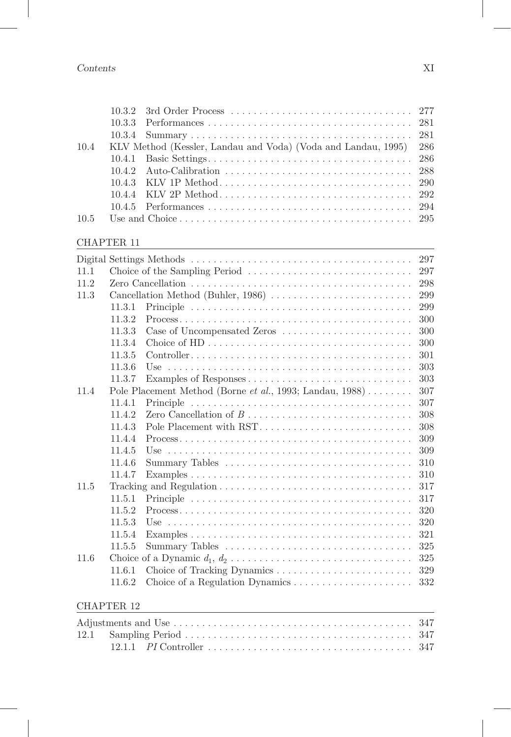10.3.2 3rd Order Process ... 277
10.3.3 Performances ... 281
10.3.4 Summary ... 281

10.4 KLV Method (Kessler, Landau and Voda) (Voda and Landau, 1995) ... 286
10.4.1 Basic Settings ... 286
10.4.2 Auto-Calibration ... 288
10.4.3 KLV 1P Method ... 290
10.4.4 KLV 2P Method ... 292
10.4.5 Performances ... 294

10.5 Use and Choice ... 295

## CHAPTER 11

Digital Settings Methods ... 297

11.1 Choice of the Sampling Period ... 297

11.2 Zero Cancellation ... 298

11.3 Cancellation Method (Buhler, 1986) ... 299
11.3.1 Principle ... 299
11.3.2 Process ... 300
11.3.3 Case of Uncompensated Zeros ... 300
11.3.4 Choice of HD ... 300
11.3.5 Controller ... 301
11.3.6 Use ... 303
11.3.7 Examples of Responses ... 303

11.4 Pole Placement Method (Borne *et al.*, 1993; Landau, 1988) ... 307
11.4.1 Principle ... 307
11.4.2 Zero Cancellation of $B$ ... 308
11.4.3 Pole Placement with RST ... 308
11.4.4 Process ... 309
11.4.5 Use ... 309
11.4.6 Summary Tables ... 310
11.4.7 Examples ... 310

11.5 Tracking and Regulation ... 317
11.5.1 Principle ... 317
11.5.2 Process ... 320
11.5.3 Use ... 320
11.5.4 Examples ... 321
11.5.5 Summary Tables ... 325

11.6 Choice of a Dynamic $d_1$, $d_2$ ... 325
11.6.1 Choice of Tracking Dynamics ... 329
11.6.2 Choice of a Regulation Dynamics ... 332

## CHAPTER 12

Adjustments and Use ... 347

12.1 Sampling Period ... 347
12.1.1 *PI* Controller ... 347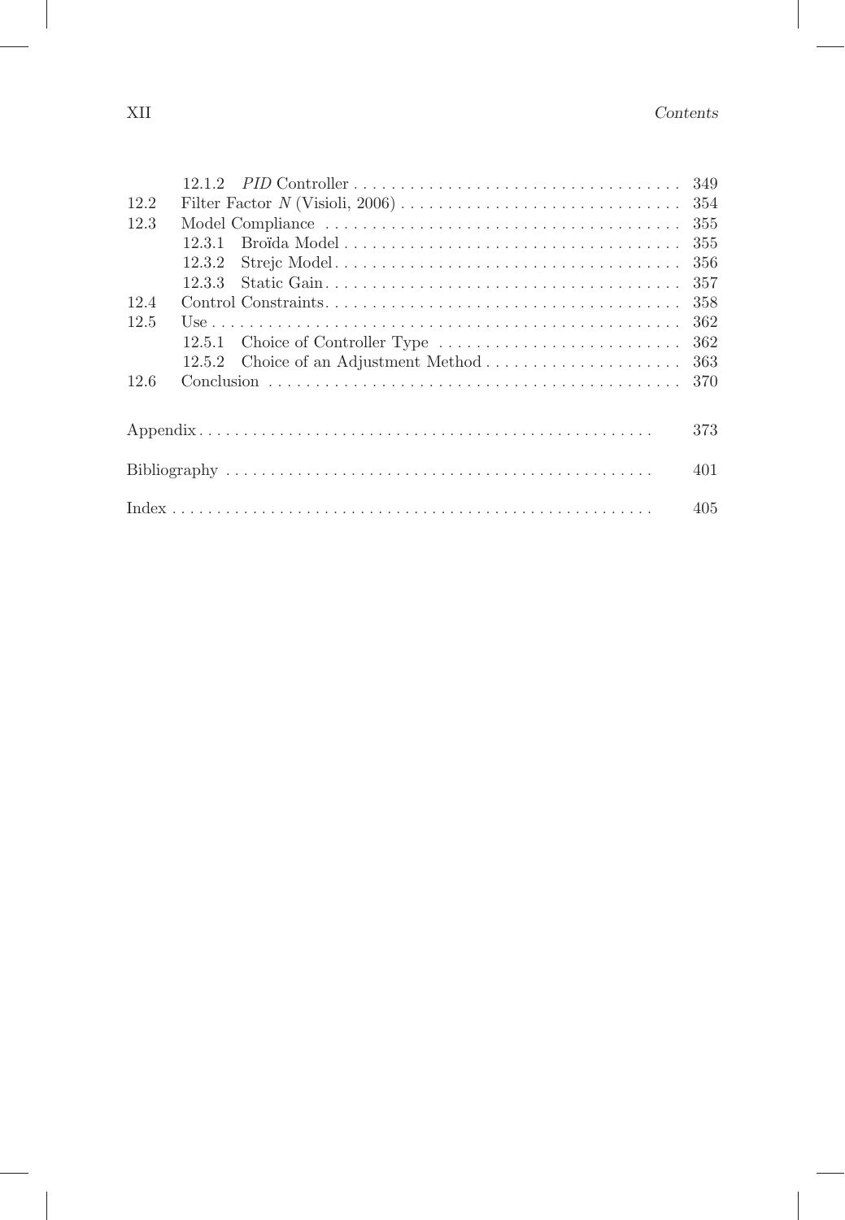12.1.2 *PID* Controller . . . . . . . . . . . . . . . . . . . . . . . . . . . . . . . . . . . 349

12.2 Filter Factor $N$ (Visioli, 2006) . . . . . . . . . . . . . . . . . . . . . . . . . . . . . . 354

12.3 Model Compliance . . . . . . . . . . . . . . . . . . . . . . . . . . . . . . . . . . . . . . 355

12.3.1 Broïda Model . . . . . . . . . . . . . . . . . . . . . . . . . . . . . . . . . . . . 355

12.3.2 Strejc Model . . . . . . . . . . . . . . . . . . . . . . . . . . . . . . . . . . . . 356

12.3.3 Static Gain . . . . . . . . . . . . . . . . . . . . . . . . . . . . . . . . . . . . . 357

12.4 Control Constraints . . . . . . . . . . . . . . . . . . . . . . . . . . . . . . . . . . . . . 358

12.5 Use . . . . . . . . . . . . . . . . . . . . . . . . . . . . . . . . . . . . . . . . . . . . . . . . 362

12.5.1 Choice of Controller Type . . . . . . . . . . . . . . . . . . . . . . . . . . 362

12.5.2 Choice of an Adjustment Method . . . . . . . . . . . . . . . . . . . . . 363

12.6 Conclusion . . . . . . . . . . . . . . . . . . . . . . . . . . . . . . . . . . . . . . . . . . . 370

Appendix . . . . . . . . . . . . . . . . . . . . . . . . . . . . . . . . . . . . . . . . . . . . . . . . . . 373

Bibliography . . . . . . . . . . . . . . . . . . . . . . . . . . . . . . . . . . . . . . . . . . . . . . . 401

Index . . . . . . . . . . . . . . . . . . . . . . . . . . . . . . . . . . . . . . . . . . . . . . . . . . . . . 405